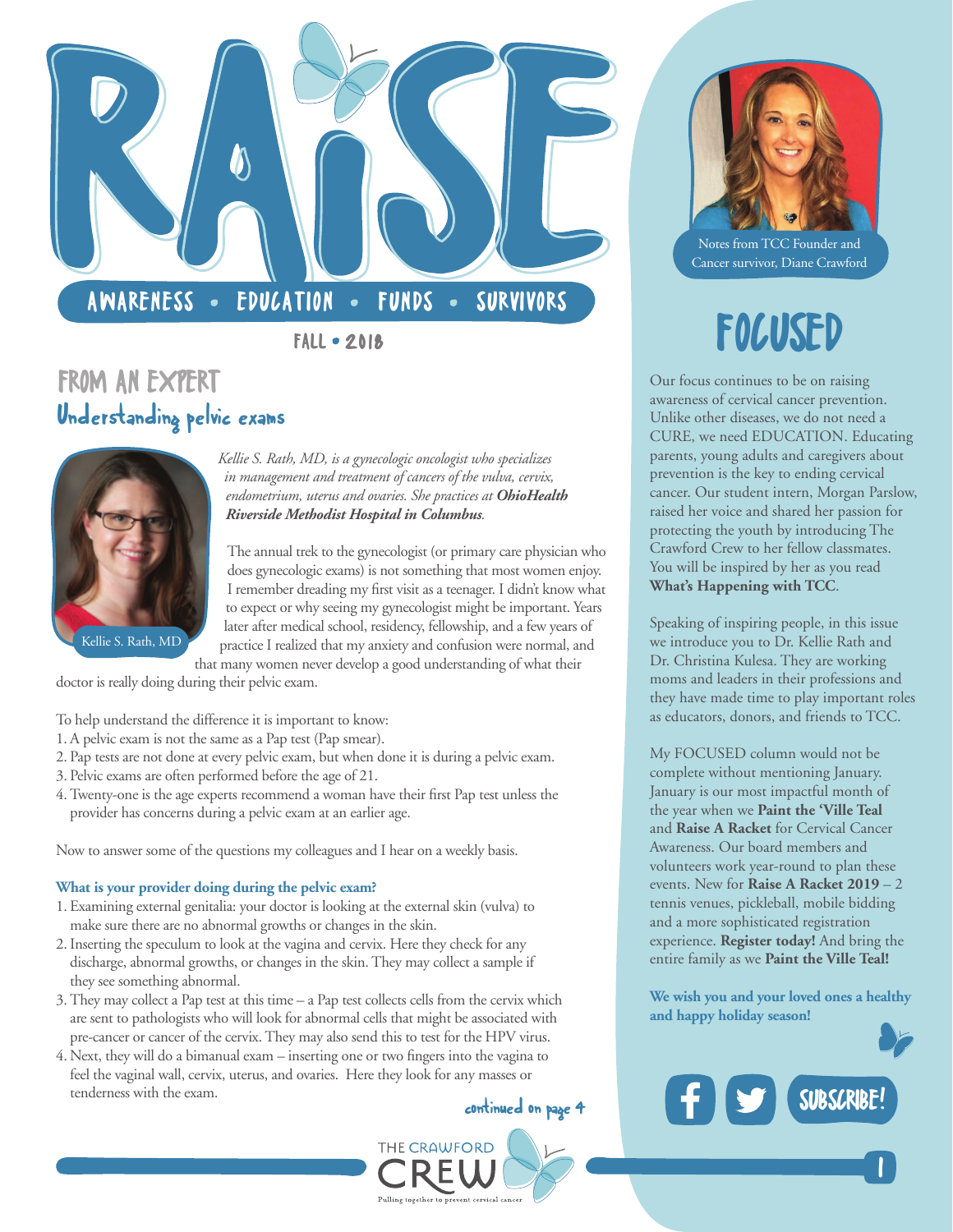# RAISE

AWARENESS • EDUCATION • FUNDS • SURVIVORS

FALL • 2018

## FROM AN EXPERT

### Understanding pelvic exams

Kellie S. Rath, MD

*Kellie S. Rath, MD, is a gynecologic oncologist who specializes in management and treatment of cancers of the vulva, cervix, endometrium, uterus and ovaries. She practices at **OhioHealth Riverside Methodist Hospital in Columbus**.*

The annual trek to the gynecologist (or primary care physician who does gynecologic exams) is not something that most women enjoy. I remember dreading my first visit as a teenager. I didn't know what to expect or why seeing my gynecologist might be important. Years later after medical school, residency, fellowship, and a few years of practice I realized that my anxiety and confusion were normal, and that many women never develop a good understanding of what their doctor is really doing during their pelvic exam.

To help understand the difference it is important to know:

1. A pelvic exam is not the same as a Pap test (Pap smear).
2. Pap tests are not done at every pelvic exam, but when done it is during a pelvic exam.
3. Pelvic exams are often performed before the age of 21.
4. Twenty-one is the age experts recommend a woman have their first Pap test unless the provider has concerns during a pelvic exam at an earlier age.

Now to answer some of the questions my colleagues and I hear on a weekly basis.

**What is your provider doing during the pelvic exam?**

1. Examining external genitalia: your doctor is looking at the external skin (vulva) to make sure there are no abnormal growths or changes in the skin.
2. Inserting the speculum to look at the vagina and cervix. Here they check for any discharge, abnormal growths, or changes in the skin. They may collect a sample if they see something abnormal.
3. They may collect a Pap test at this time – a Pap test collects cells from the cervix which are sent to pathologists who will look for abnormal cells that might be associated with pre-cancer or cancer of the cervix. They may also send this to test for the HPV virus.
4. Next, they will do a bimanual exam – inserting one or two fingers into the vagina to feel the vaginal wall, cervix, uterus, and ovaries. Here they look for any masses or tenderness with the exam.

continued on page 4

THE CRAWFORD CREW
Pulling together to prevent cervical cancer

---

Notes from TCC Founder and Cancer survivor, Diane Crawford

## FOCUSED

Our focus continues to be on raising awareness of cervical cancer prevention. Unlike other diseases, we do not need a CURE, we need EDUCATION. Educating parents, young adults and caregivers about prevention is the key to ending cervical cancer. Our student intern, Morgan Parslow, raised her voice and shared her passion for protecting the youth by introducing The Crawford Crew to her fellow classmates. You will be inspired by her as you read **What's Happening with TCC**.

Speaking of inspiring people, in this issue we introduce you to Dr. Kellie Rath and Dr. Christina Kulesa. They are working moms and leaders in their professions and they have made time to play important roles as educators, donors, and friends to TCC.

My FOCUSED column would not be complete without mentioning January. January is our most impactful month of the year when we **Paint the 'Ville Teal** and **Raise A Racket** for Cervical Cancer Awareness. Our board members and volunteers work year-round to plan these events. New for **Raise A Racket 2019** – 2 tennis venues, pickleball, mobile bidding and a more sophisticated registration experience. **Register today!** And bring the entire family as we **Paint the Ville Teal!**

**We wish you and your loved ones a healthy and happy holiday season!**

SUBSCRIBE!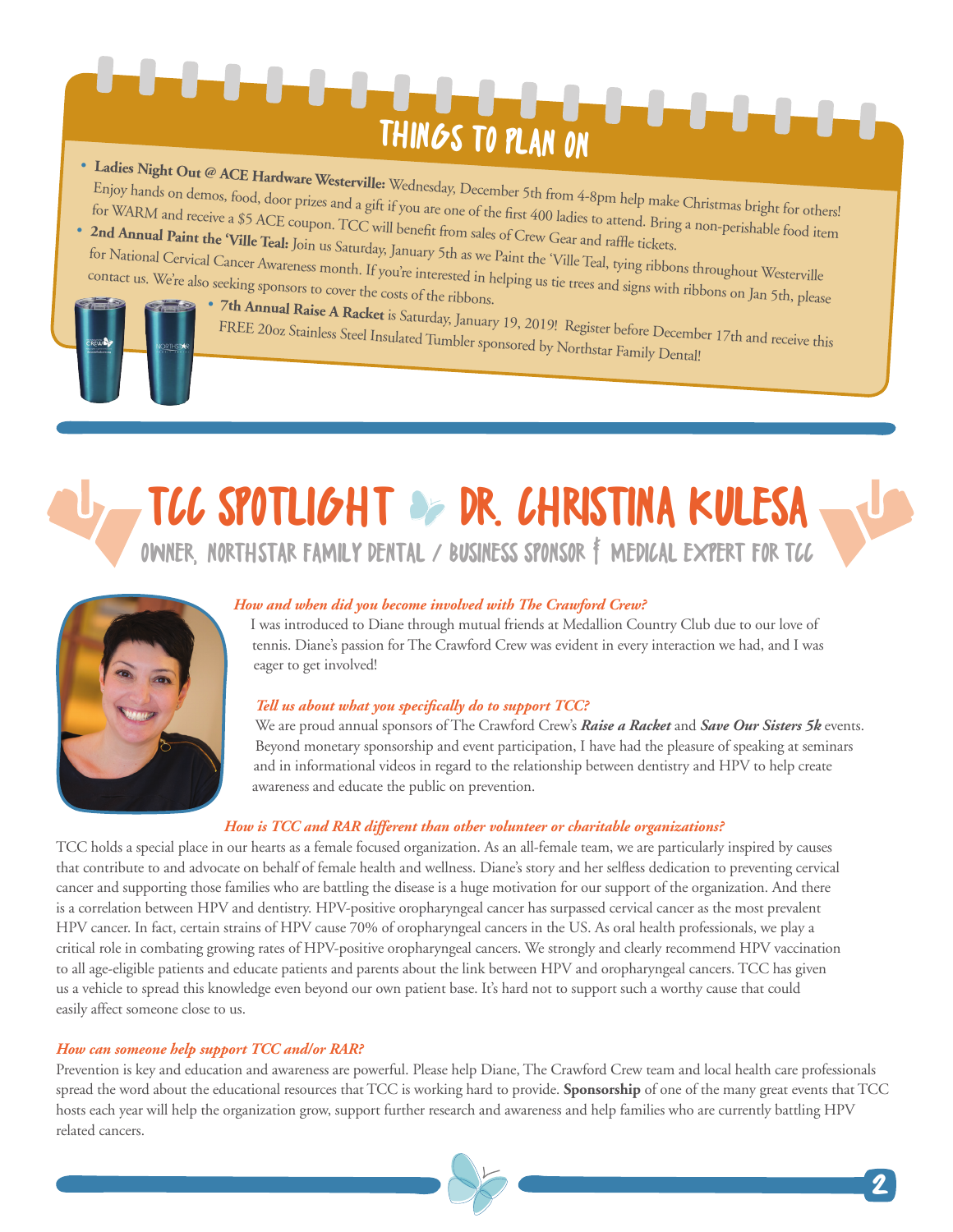## THINGS TO PLAN ON

- **Ladies Night Out @ ACE Hardware Westerville:** Wednesday, December 5th from 4-8pm help make Christmas bright for others! Enjoy hands on demos, food, door prizes and a gift if you are one of the first 400 ladies to attend. Bring a non-perishable food item for WARM and receive a $5 ACE coupon. TCC will benefit from sales of Crew Gear and raffle tickets.
- **2nd Annual Paint the 'Ville Teal:** Join us Saturday, January 5th as we Paint the 'Ville Teal, tying ribbons throughout Westerville for National Cervical Cancer Awareness month. If you're interested in helping us tie trees and signs with ribbons on Jan 5th, please contact us. We're also seeking sponsors to cover the costs of the ribbons.
- **7th Annual Raise A Racket** is Saturday, January 19, 2019! Register before December 17th and receive this FREE 20oz Stainless Steel Insulated Tumbler sponsored by Northstar Family Dental!

# TCC SPOTLIGHT DR. CHRISTINA KULESA

### OWNER, NORTHSTAR FAMILY DENTAL / BUSINESS SPONSOR & MEDICAL EXPERT FOR TCC

***How and when did you become involved with The Crawford Crew?***

I was introduced to Diane through mutual friends at Medallion Country Club due to our love of tennis. Diane's passion for The Crawford Crew was evident in every interaction we had, and I was eager to get involved!

***Tell us about what you specifically do to support TCC?***

We are proud annual sponsors of The Crawford Crew's ***Raise a Racket*** and ***Save Our Sisters 5k*** events. Beyond monetary sponsorship and event participation, I have had the pleasure of speaking at seminars and in informational videos in regard to the relationship between dentistry and HPV to help create awareness and educate the public on prevention.

***How is TCC and RAR different than other volunteer or charitable organizations?***

TCC holds a special place in our hearts as a female focused organization. As an all-female team, we are particularly inspired by causes that contribute to and advocate on behalf of female health and wellness. Diane's story and her selfless dedication to preventing cervical cancer and supporting those families who are battling the disease is a huge motivation for our support of the organization. And there is a correlation between HPV and dentistry. HPV-positive oropharyngeal cancer has surpassed cervical cancer as the most prevalent HPV cancer. In fact, certain strains of HPV cause 70% of oropharyngeal cancers in the US. As oral health professionals, we play a critical role in combating growing rates of HPV-positive oropharyngeal cancers. We strongly and clearly recommend HPV vaccination to all age-eligible patients and educate patients and parents about the link between HPV and oropharyngeal cancers. TCC has given us a vehicle to spread this knowledge even beyond our own patient base. It's hard not to support such a worthy cause that could easily affect someone close to us.

***How can someone help support TCC and/or RAR?***

Prevention is key and education and awareness are powerful. Please help Diane, The Crawford Crew team and local health care professionals spread the word about the educational resources that TCC is working hard to provide. **Sponsorship** of one of the many great events that TCC hosts each year will help the organization grow, support further research and awareness and help families who are currently battling HPV related cancers.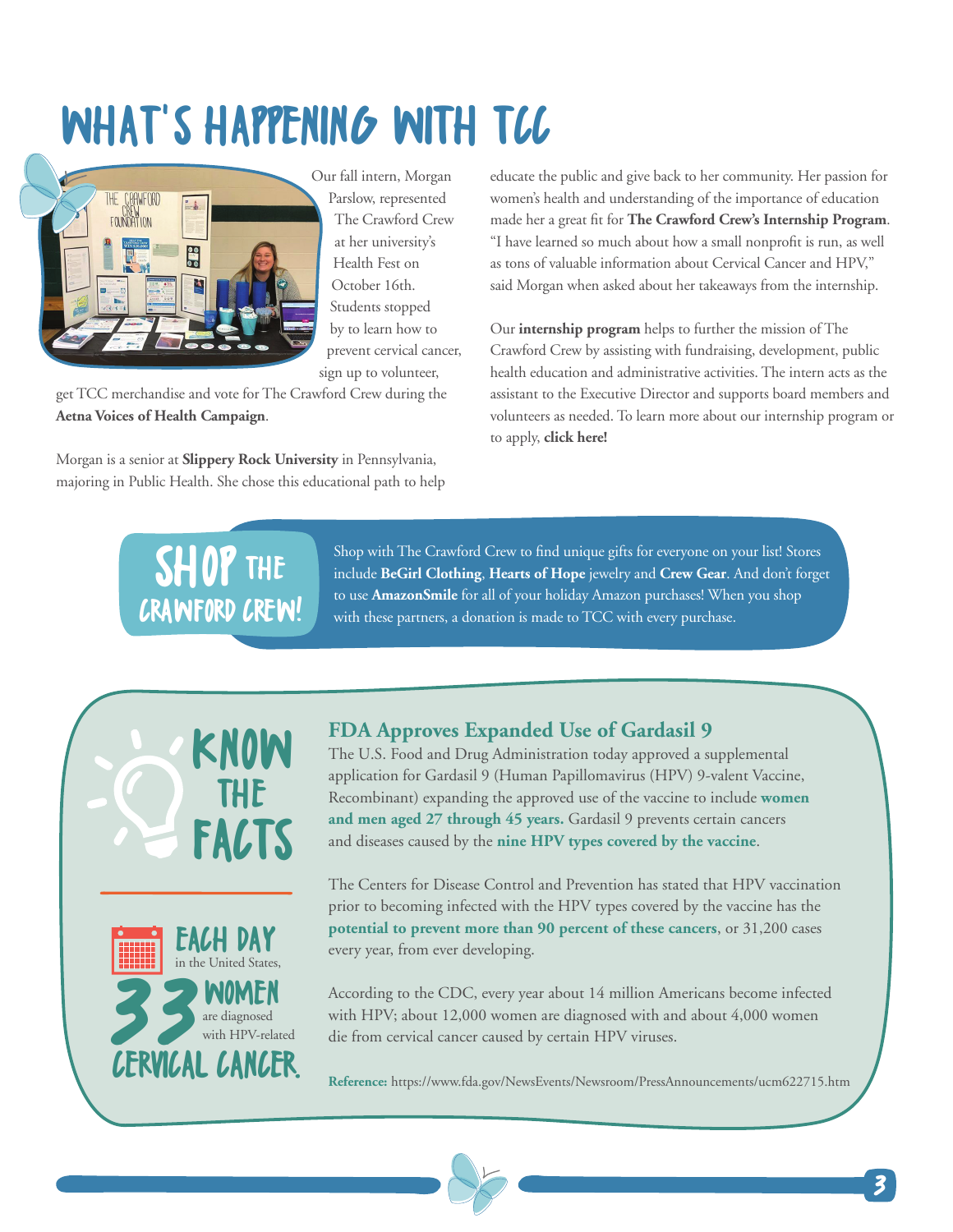# What's Happening with TCC

Our fall intern, Morgan Parslow, represented The Crawford Crew at her university's Health Fest on October 16th. Students stopped by to learn how to prevent cervical cancer, sign up to volunteer, get TCC merchandise and vote for The Crawford Crew during the **Aetna Voices of Health Campaign**.

Morgan is a senior at **Slippery Rock University** in Pennsylvania, majoring in Public Health. She chose this educational path to help educate the public and give back to her community. Her passion for women's health and understanding of the importance of education made her a great fit for **The Crawford Crew's Internship Program**. "I have learned so much about how a small nonprofit is run, as well as tons of valuable information about Cervical Cancer and HPV," said Morgan when asked about her takeaways from the internship.

Our **internship program** helps to further the mission of The Crawford Crew by assisting with fundraising, development, public health education and administrative activities. The intern acts as the assistant to the Executive Director and supports board members and volunteers as needed. To learn more about our internship program or to apply, **click here!**

## Shop the Crawford Crew!

Shop with The Crawford Crew to find unique gifts for everyone on your list! Stores include **BeGirl Clothing**, **Hearts of Hope** jewelry and **Crew Gear**. And don't forget to use **AmazonSmile** for all of your holiday Amazon purchases! When you shop with these partners, a donation is made to TCC with every purchase.

## Know the Facts

**Each day** in the United States, **33 women** are diagnosed with HPV-related **cervical cancer.**

### FDA Approves Expanded Use of Gardasil 9

The U.S. Food and Drug Administration today approved a supplemental application for Gardasil 9 (Human Papillomavirus (HPV) 9-valent Vaccine, Recombinant) expanding the approved use of the vaccine to include **women and men aged 27 through 45 years.** Gardasil 9 prevents certain cancers and diseases caused by the **nine HPV types covered by the vaccine**.

The Centers for Disease Control and Prevention has stated that HPV vaccination prior to becoming infected with the HPV types covered by the vaccine has the **potential to prevent more than 90 percent of these cancers**, or 31,200 cases every year, from ever developing.

According to the CDC, every year about 14 million Americans become infected with HPV; about 12,000 women are diagnosed with and about 4,000 women die from cervical cancer caused by certain HPV viruses.

**Reference:** https://www.fda.gov/NewsEvents/Newsroom/PressAnnouncements/ucm622715.htm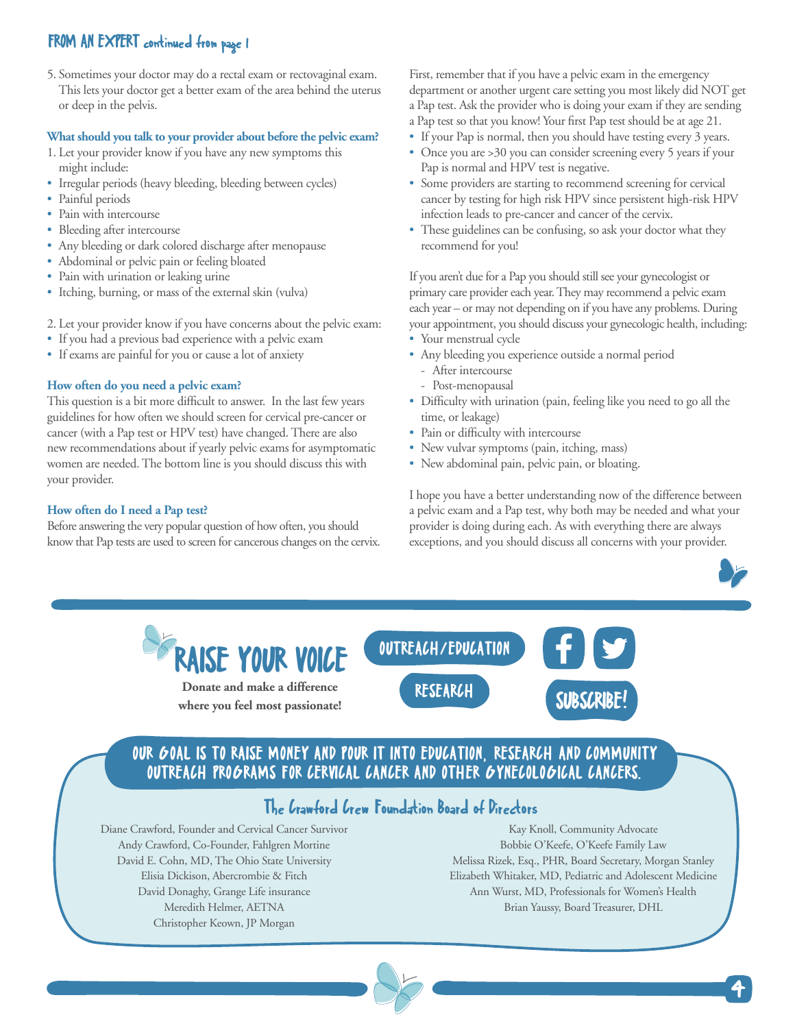## FROM AN EXPERT continued from page 1

5. Sometimes your doctor may do a rectal exam or rectovaginal exam. This lets your doctor get a better exam of the area behind the uterus or deep in the pelvis.

### What should you talk to your provider about before the pelvic exam?

1. Let your provider know if you have any new symptoms this might include:
- Irregular periods (heavy bleeding, bleeding between cycles)
- Painful periods
- Pain with intercourse
- Bleeding after intercourse
- Any bleeding or dark colored discharge after menopause
- Abdominal or pelvic pain or feeling bloated
- Pain with urination or leaking urine
- Itching, burning, or mass of the external skin (vulva)

2. Let your provider know if you have concerns about the pelvic exam:
- If you had a previous bad experience with a pelvic exam
- If exams are painful for you or cause a lot of anxiety

### How often do you need a pelvic exam?

This question is a bit more difficult to answer. In the last few years guidelines for how often we should screen for cervical pre-cancer or cancer (with a Pap test or HPV test) have changed. There are also new recommendations about if yearly pelvic exams for asymptomatic women are needed. The bottom line is you should discuss this with your provider.

### How often do I need a Pap test?

Before answering the very popular question of how often, you should know that Pap tests are used to screen for cancerous changes on the cervix. First, remember that if you have a pelvic exam in the emergency department or another urgent care setting you most likely did NOT get a Pap test. Ask the provider who is doing your exam if they are sending a Pap test so that you know! Your first Pap test should be at age 21.

- If your Pap is normal, then you should have testing every 3 years.
- Once you are >30 you can consider screening every 5 years if your Pap is normal and HPV test is negative.
- Some providers are starting to recommend screening for cervical cancer by testing for high risk HPV since persistent high-risk HPV infection leads to pre-cancer and cancer of the cervix.
- These guidelines can be confusing, so ask your doctor what they recommend for you!

If you aren't due for a Pap you should still see your gynecologist or primary care provider each year. They may recommend a pelvic exam each year – or may not depending on if you have any problems. During your appointment, you should discuss your gynecologic health, including:

- Your menstrual cycle
- Any bleeding you experience outside a normal period
  - After intercourse
  - Post-menopausal
- Difficulty with urination (pain, feeling like you need to go all the time, or leakage)
- Pain or difficulty with intercourse
- New vulvar symptoms (pain, itching, mass)
- New abdominal pain, pelvic pain, or bloating.

I hope you have a better understanding now of the difference between a pelvic exam and a Pap test, why both may be needed and what your provider is doing during each. As with everything there are always exceptions, and you should discuss all concerns with your provider.

## RAISE YOUR VOICE

**Donate and make a difference where you feel most passionate!**

OUTREACH/EDUCATION

RESEARCH

SUBSCRIBE!

## OUR GOAL IS TO RAISE MONEY AND POUR IT INTO EDUCATION, RESEARCH AND COMMUNITY OUTREACH PROGRAMS FOR CERVICAL CANCER AND OTHER GYNECOLOGICAL CANCERS.

### The Crawford Crew Foundation Board of Directors

Diane Crawford, Founder and Cervical Cancer Survivor
Andy Crawford, Co-Founder, Fahlgren Mortine
David E. Cohn, MD, The Ohio State University
Elisia Dickison, Abercrombie & Fitch
David Donaghy, Grange Life insurance
Meredith Helmer, AETNA
Christopher Keown, JP Morgan
Kay Knoll, Community Advocate
Bobbie O'Keefe, O'Keefe Family Law
Melissa Rizek, Esq., PHR, Board Secretary, Morgan Stanley
Elizabeth Whitaker, MD, Pediatric and Adolescent Medicine
Ann Wurst, MD, Professionals for Women's Health
Brian Yaussy, Board Treasurer, DHL